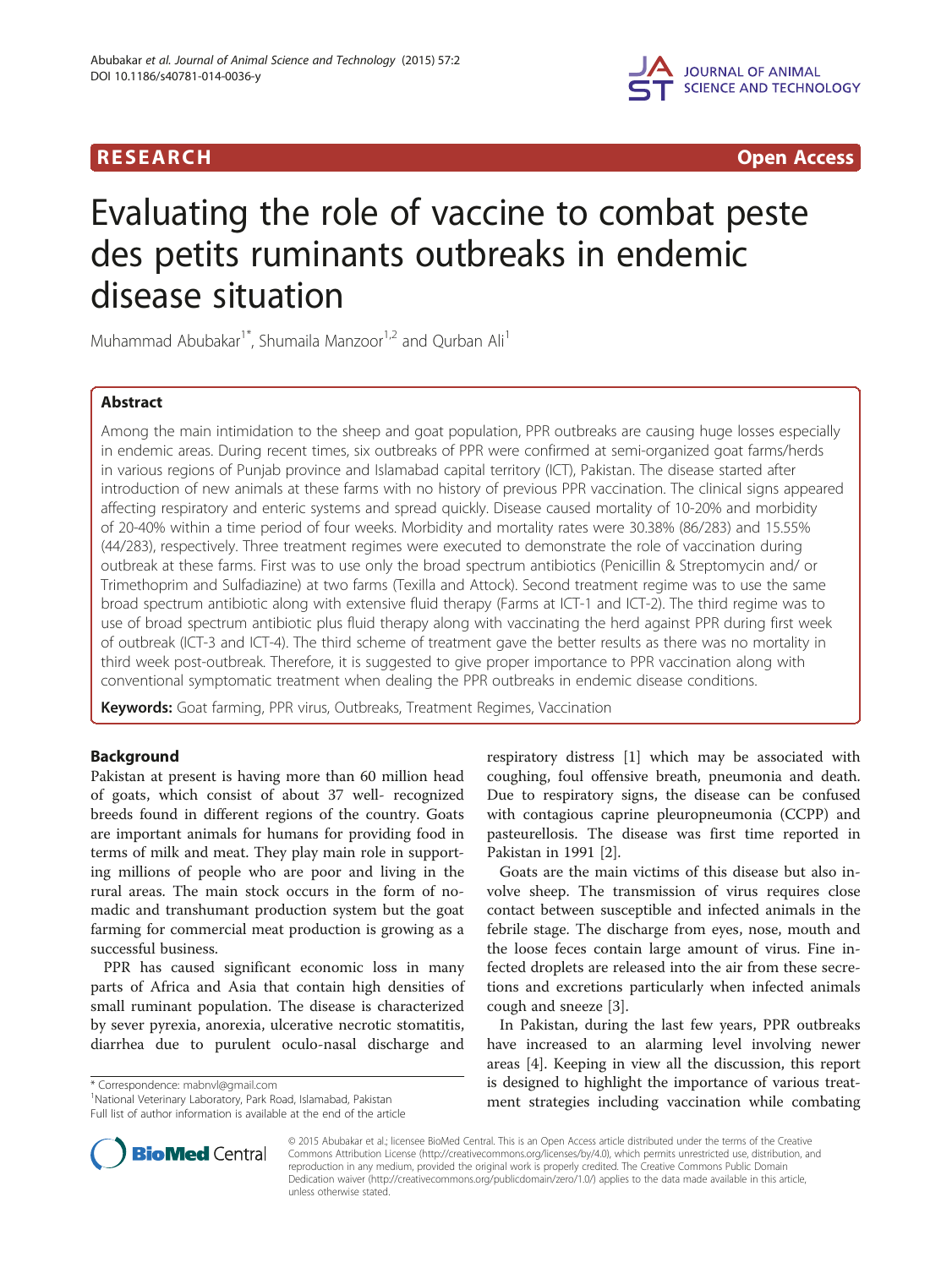RESEARCH Open Access

# Evaluating the role of vaccine to combat peste des petits ruminants outbreaks in endemic disease situation

Muhammad Abubakar[1*], Shumaila Manzoor[1,2] and Qurban Ali[1]

## Abstract

Among the main intimidation to the sheep and goat population, PPR outbreaks are causing huge losses especially in endemic areas. During recent times, six outbreaks of PPR were confirmed at semi-organized goat farms/herds in various regions of Punjab province and Islamabad capital territory (ICT), Pakistan. The disease started after introduction of new animals at these farms with no history of previous PPR vaccination. The clinical signs appeared affecting respiratory and enteric systems and spread quickly. Disease caused mortality of 10-20% and morbidity of 20-40% within a time period of four weeks. Morbidity and mortality rates were 30.38% (86/283) and 15.55% (44/283), respectively. Three treatment regimes were executed to demonstrate the role of vaccination during outbreak at these farms. First was to use only the broad spectrum antibiotics (Penicillin & Streptomycin and/ or Trimethoprim and Sulfadiazine) at two farms (Texilla and Attock). Second treatment regime was to use the same broad spectrum antibiotic along with extensive fluid therapy (Farms at ICT-1 and ICT-2). The third regime was to use of broad spectrum antibiotic plus fluid therapy along with vaccinating the herd against PPR during first week of outbreak (ICT-3 and ICT-4). The third scheme of treatment gave the better results as there was no mortality in third week post-outbreak. Therefore, it is suggested to give proper importance to PPR vaccination along with conventional symptomatic treatment when dealing the PPR outbreaks in endemic disease conditions.

**Keywords:** Goat farming, PPR virus, Outbreaks, Treatment Regimes, Vaccination

## Background

Pakistan at present is having more than 60 million head of goats, which consist of about 37 well- recognized breeds found in different regions of the country. Goats are important animals for humans for providing food in terms of milk and meat. They play main role in supporting millions of people who are poor and living in the rural areas. The main stock occurs in the form of nomadic and transhumant production system but the goat farming for commercial meat production is growing as a successful business.

PPR has caused significant economic loss in many parts of Africa and Asia that contain high densities of small ruminant population. The disease is characterized by sever pyrexia, anorexia, ulcerative necrotic stomatitis, diarrhea due to purulent oculo-nasal discharge and respiratory distress [1] which may be associated with coughing, foul offensive breath, pneumonia and death. Due to respiratory signs, the disease can be confused with contagious caprine pleuropneumonia (CCPP) and pasteurellosis. The disease was first time reported in Pakistan in 1991 [2].

Goats are the main victims of this disease but also involve sheep. The transmission of virus requires close contact between susceptible and infected animals in the febrile stage. The discharge from eyes, nose, mouth and the loose feces contain large amount of virus. Fine infected droplets are released into the air from these secretions and excretions particularly when infected animals cough and sneeze [3].

In Pakistan, during the last few years, PPR outbreaks have increased to an alarming level involving newer areas [4]. Keeping in view all the discussion, this report is designed to highlight the importance of various treatment strategies including vaccination while combating

* Correspondence: mabnvl@gmail.com
[1]National Veterinary Laboratory, Park Road, Islamabad, Pakistan
Full list of author information is available at the end of the article

© 2015 Abubakar et al.; licensee BioMed Central. This is an Open Access article distributed under the terms of the Creative Commons Attribution License (http://creativecommons.org/licenses/by/4.0), which permits unrestricted use, distribution, and reproduction in any medium, provided the original work is properly credited. The Creative Commons Public Domain Dedication waiver (http://creativecommons.org/publicdomain/zero/1.0/) applies to the data made available in this article, unless otherwise stated.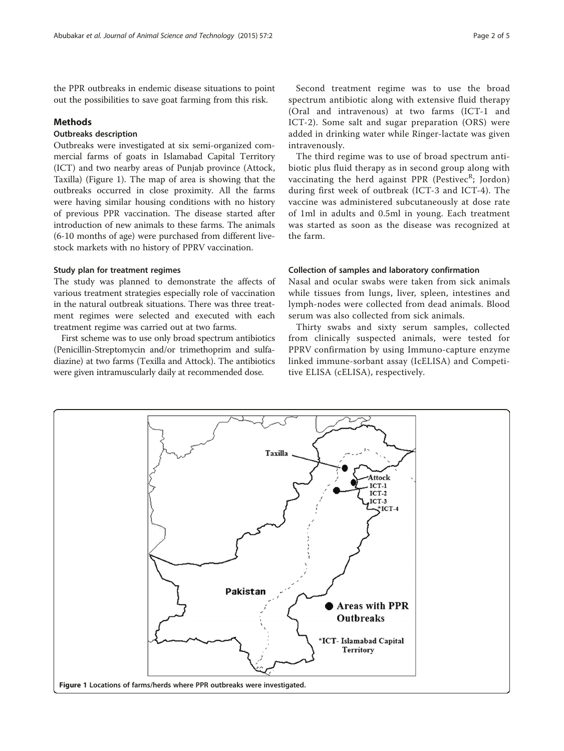the PPR outbreaks in endemic disease situations to point out the possibilities to save goat farming from this risk.

## Methods

### Outbreaks description

Outbreaks were investigated at six semi-organized commercial farms of goats in Islamabad Capital Territory (ICT) and two nearby areas of Punjab province (Attock, Taxilla) (Figure 1). The map of area is showing that the outbreaks occurred in close proximity. All the farms were having similar housing conditions with no history of previous PPR vaccination. The disease started after introduction of new animals to these farms. The animals (6-10 months of age) were purchased from different livestock markets with no history of PPRV vaccination.

### Study plan for treatment regimes

The study was planned to demonstrate the affects of various treatment strategies especially role of vaccination in the natural outbreak situations. There was three treatment regimes were selected and executed with each treatment regime was carried out at two farms.

First scheme was to use only broad spectrum antibiotics (Penicillin-Streptomycin and/or trimethoprim and sulfadiazine) at two farms (Texilla and Attock). The antibiotics were given intramuscularly daily at recommended dose.

Second treatment regime was to use the broad spectrum antibiotic along with extensive fluid therapy (Oral and intravenous) at two farms (ICT-1 and ICT-2). Some salt and sugar preparation (ORS) were added in drinking water while Ringer-lactate was given intravenously.

The third regime was to use of broad spectrum antibiotic plus fluid therapy as in second group along with vaccinating the herd against PPR (Pestivec[R]; Jordon) during first week of outbreak (ICT-3 and ICT-4). The vaccine was administered subcutaneously at dose rate of 1ml in adults and 0.5ml in young. Each treatment was started as soon as the disease was recognized at the farm.

### Collection of samples and laboratory confirmation

Nasal and ocular swabs were taken from sick animals while tissues from lungs, liver, spleen, intestines and lymph-nodes were collected from dead animals. Blood serum was also collected from sick animals.

Thirty swabs and sixty serum samples, collected from clinically suspected animals, were tested for PPRV confirmation by using Immuno-capture enzyme linked immune-sorbant assay (IcELISA) and Competitive ELISA (cELISA), respectively.

Figure 1 Locations of farms/herds where PPR outbreaks were investigated.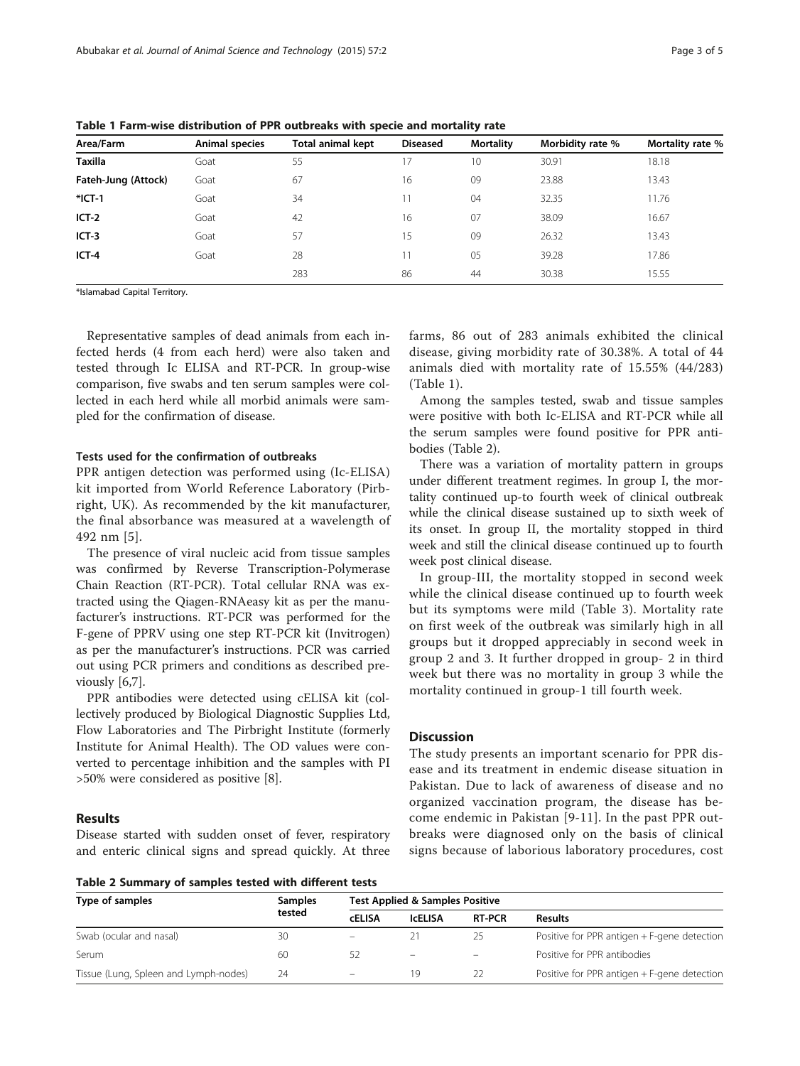**Table 1 Farm-wise distribution of PPR outbreaks with specie and mortality rate**

| Area/Farm | Animal species | Total animal kept | Diseased | Mortality | Morbidity rate % | Mortality rate % |
|---|---|---|---|---|---|---|
| **Taxilla** | Goat | 55 | 17 | 10 | 30.91 | 18.18 |
| **Fateh-Jung (Attock)** | Goat | 67 | 16 | 09 | 23.88 | 13.43 |
| ***ICT-1** | Goat | 34 | 11 | 04 | 32.35 | 11.76 |
| **ICT-2** | Goat | 42 | 16 | 07 | 38.09 | 16.67 |
| **ICT-3** | Goat | 57 | 15 | 09 | 26.32 | 13.43 |
| **ICT-4** | Goat | 28 | 11 | 05 | 39.28 | 17.86 |
| | | 283 | 86 | 44 | 30.38 | 15.55 |

*Islamabad Capital Territory.

Representative samples of dead animals from each infected herds (4 from each herd) were also taken and tested through Ic ELISA and RT-PCR. In group-wise comparison, five swabs and ten serum samples were collected in each herd while all morbid animals were sampled for the confirmation of disease.

#### Tests used for the confirmation of outbreaks

PPR antigen detection was performed using (Ic-ELISA) kit imported from World Reference Laboratory (Pirbright, UK). As recommended by the kit manufacturer, the final absorbance was measured at a wavelength of 492 nm [5].

The presence of viral nucleic acid from tissue samples was confirmed by Reverse Transcription-Polymerase Chain Reaction (RT-PCR). Total cellular RNA was extracted using the Qiagen-RNAeasy kit as per the manufacturer's instructions. RT-PCR was performed for the F-gene of PPRV using one step RT-PCR kit (Invitrogen) as per the manufacturer's instructions. PCR was carried out using PCR primers and conditions as described previously [6,7].

PPR antibodies were detected using cELISA kit (collectively produced by Biological Diagnostic Supplies Ltd, Flow Laboratories and The Pirbright Institute (formerly Institute for Animal Health). The OD values were converted to percentage inhibition and the samples with PI >50% were considered as positive [8].

## Results

Disease started with sudden onset of fever, respiratory and enteric clinical signs and spread quickly. At three farms, 86 out of 283 animals exhibited the clinical disease, giving morbidity rate of 30.38%. A total of 44 animals died with mortality rate of 15.55% (44/283) (Table 1).

Among the samples tested, swab and tissue samples were positive with both Ic-ELISA and RT-PCR while all the serum samples were found positive for PPR antibodies (Table 2).

There was a variation of mortality pattern in groups under different treatment regimes. In group I, the mortality continued up-to fourth week of clinical outbreak while the clinical disease sustained up to sixth week of its onset. In group II, the mortality stopped in third week and still the clinical disease continued up to fourth week post clinical disease.

In group-III, the mortality stopped in second week while the clinical disease continued up to fourth week but its symptoms were mild (Table 3). Mortality rate on first week of the outbreak was similarly high in all groups but it dropped appreciably in second week in group 2 and 3. It further dropped in group- 2 in third week but there was no mortality in group 3 while the mortality continued in group-1 till fourth week.

## Discussion

The study presents an important scenario for PPR disease and its treatment in endemic disease situation in Pakistan. Due to lack of awareness of disease and no organized vaccination program, the disease has become endemic in Pakistan [9-11]. In the past PPR outbreaks were diagnosed only on the basis of clinical signs because of laborious laboratory procedures, cost

**Table 2 Summary of samples tested with different tests**

| Type of samples | Samples tested | Test Applied & Samples Positive | | | |
|---|---|---|---|---|---|
| | | cELISA | IcELISA | RT-PCR | Results |
| Swab (ocular and nasal) | 30 | – | 21 | 25 | Positive for PPR antigen + F-gene detection |
| Serum | 60 | 52 | – | – | Positive for PPR antibodies |
| Tissue (Lung, Spleen and Lymph-nodes) | 24 | – | 19 | 22 | Positive for PPR antigen + F-gene detection |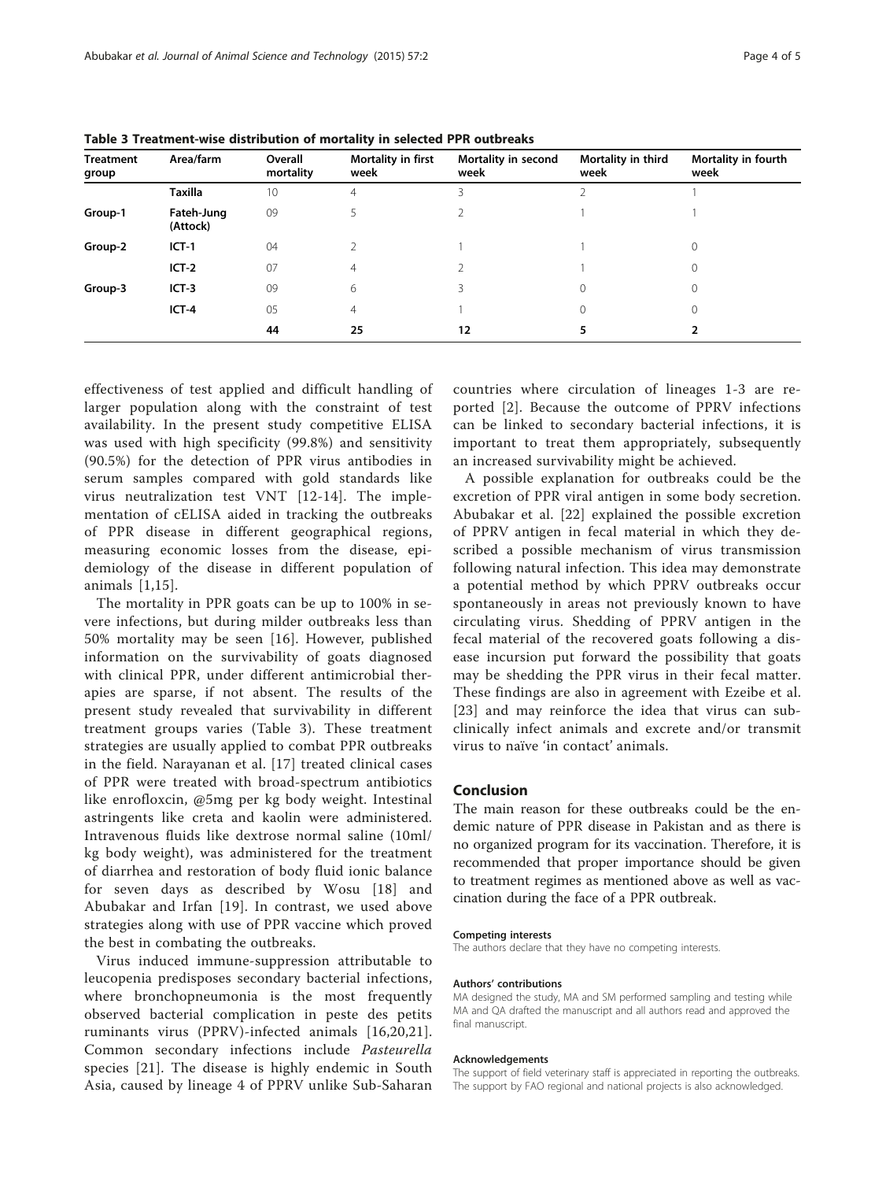**Table 3 Treatment-wise distribution of mortality in selected PPR outbreaks**

| Treatment group | Area/farm | Overall mortality | Mortality in first week | Mortality in second week | Mortality in third week | Mortality in fourth week |
|---|---|---|---|---|---|---|
| | **Taxilla** | 10 | 4 | 3 | 2 | 1 |
| **Group-1** | **Fateh-Jung (Attock)** | 09 | 5 | 2 | 1 | 1 |
| **Group-2** | **ICT-1** | 04 | 2 | 1 | 1 | 0 |
| | **ICT-2** | 07 | 4 | 2 | 1 | 0 |
| **Group-3** | **ICT-3** | 09 | 6 | 3 | 0 | 0 |
| | **ICT-4** | 05 | 4 | 1 | 0 | 0 |
| | | **44** | **25** | **12** | **5** | **2** |

effectiveness of test applied and difficult handling of larger population along with the constraint of test availability. In the present study competitive ELISA was used with high specificity (99.8%) and sensitivity (90.5%) for the detection of PPR virus antibodies in serum samples compared with gold standards like virus neutralization test VNT [12-14]. The implementation of cELISA aided in tracking the outbreaks of PPR disease in different geographical regions, measuring economic losses from the disease, epidemiology of the disease in different population of animals [1,15].

The mortality in PPR goats can be up to 100% in severe infections, but during milder outbreaks less than 50% mortality may be seen [16]. However, published information on the survivability of goats diagnosed with clinical PPR, under different antimicrobial therapies are sparse, if not absent. The results of the present study revealed that survivability in different treatment groups varies (Table 3). These treatment strategies are usually applied to combat PPR outbreaks in the field. Narayanan et al. [17] treated clinical cases of PPR were treated with broad-spectrum antibiotics like enrofloxcin, @5mg per kg body weight. Intestinal astringents like creta and kaolin were administered. Intravenous fluids like dextrose normal saline (10ml/kg body weight), was administered for the treatment of diarrhea and restoration of body fluid ionic balance for seven days as described by Wosu [18] and Abubakar and Irfan [19]. In contrast, we used above strategies along with use of PPR vaccine which proved the best in combating the outbreaks.

Virus induced immune-suppression attributable to leucopenia predisposes secondary bacterial infections, where bronchopneumonia is the most frequently observed bacterial complication in peste des petits ruminants virus (PPRV)-infected animals [16,20,21]. Common secondary infections include *Pasteurella* species [21]. The disease is highly endemic in South Asia, caused by lineage 4 of PPRV unlike Sub-Saharan countries where circulation of lineages 1-3 are reported [2]. Because the outcome of PPRV infections can be linked to secondary bacterial infections, it is important to treat them appropriately, subsequently an increased survivability might be achieved.

A possible explanation for outbreaks could be the excretion of PPR viral antigen in some body secretion. Abubakar et al. [22] explained the possible excretion of PPRV antigen in fecal material in which they described a possible mechanism of virus transmission following natural infection. This idea may demonstrate a potential method by which PPRV outbreaks occur spontaneously in areas not previously known to have circulating virus. Shedding of PPRV antigen in the fecal material of the recovered goats following a disease incursion put forward the possibility that goats may be shedding the PPR virus in their fecal matter. These findings are also in agreement with Ezeibe et al. [23] and may reinforce the idea that virus can subclinically infect animals and excrete and/or transmit virus to naïve 'in contact' animals.

## Conclusion

The main reason for these outbreaks could be the endemic nature of PPR disease in Pakistan and as there is no organized program for its vaccination. Therefore, it is recommended that proper importance should be given to treatment regimes as mentioned above as well as vaccination during the face of a PPR outbreak.

#### Competing interests

The authors declare that they have no competing interests.

#### Authors' contributions

MA designed the study, MA and SM performed sampling and testing while MA and QA drafted the manuscript and all authors read and approved the final manuscript.

#### Acknowledgements

The support of field veterinary staff is appreciated in reporting the outbreaks. The support by FAO regional and national projects is also acknowledged.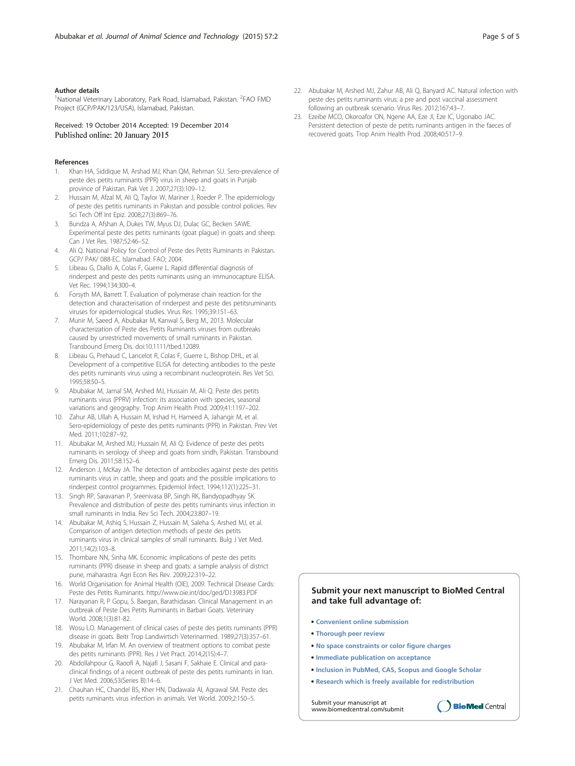#### Author details

[1]National Veterinary Laboratory, Park Road, Islamabad, Pakistan. [2]FAO FMD Project (GCP/PAK/123/USA), Islamabad, Pakistan.

Received: 19 October 2014 Accepted: 19 December 2014
Published online: 20 January 2015

#### References

1. Khan HA, Siddique M, Arshad MJ, Khan QM, Rehman SU. Sero-prevalence of peste des petits ruminants (PPR) virus in sheep and goats in Punjab province of Pakistan. Pak Vet J. 2007;27(3):109–12.
2. Hussain M, Afzal M, Ali Q, Taylor W, Mariner J, Roeder P. The epidemiology of peste des petitis ruminants in Pakistan and possible control policies. Rev Sci Tech Off Int Epiz. 2008;27(3):869–76.
3. Bundza A, Afshan A, Dukes TW, Myus DJ, Dulac GC, Becken SAWE. Experimental peste des petits ruminants (goat plague) in goats and sheep. Can J Vet Res. 1987;52:46–52.
4. Ali Q. National Policy for Control of Peste des Petits Ruminants in Pakistan. GCP/ PAK/ 088-EC. Islamabad: FAO; 2004.
5. Libeau G, Diallo A, Colas F, Guerre L. Rapid differential diagnosis of rinderpest and peste des petits ruminants using an immunocapture ELISA. Vet Rec. 1994;134:300–4.
6. Forsyth MA, Barrett T. Evaluation of polymerase chain reaction for the detection and characterisation of rinderpest and peste des petitsruminants viruses for epidemiological studies. Virus Res. 1995;39:151–63.
7. Munir M, Saeed A, Abubakar M, Kanwal S, Berg M., 2013. Molecular characterization of Peste des Petits Ruminants viruses from outbreaks caused by unrestricted movements of small ruminants in Pakistan. Transbound Emerg Dis. doi:10.1111/tbed.12089.
8. Libeau G, Prehaud C, Lancelot R, Colas F, Guerre L, Bishop DHL, et al. Development of a competitive ELISA for detecting antibodies to the peste des petits ruminants virus using a recombinant nucleoprotein. Res Vet Sci. 1995;58:50–5.
9. Abubakar M, Jamal SM, Arshed MJ, Hussain M, Ali Q. Peste des petits ruminants virus (PPRV) infection: its association with species, seasonal variations and geography. Trop Anim Health Prod. 2009;41:1197–202.
10. Zahur AB, Ullah A, Hussain M, Irshad H, Hameed A, Jahangir M, et al. Sero-epidemiology of peste des petits ruminants (PPR) in Pakistan. Prev Vet Med. 2011;102:87–92.
11. Abubakar M, Arshed MJ, Hussain M, Ali Q. Evidence of peste des petits ruminants in serology of sheep and goats from sindh, Pakistan. Transbound Emerg Dis. 2011;58:152–6.
12. Anderson J, McKay JA. The detection of antibodies against peste des petitis ruminants virus in cattle, sheep and goats and the possible implications to rinderpest control programmes. Epidemiol Infect. 1994;112(1):225–31.
13. Singh RP, Saravanan P, Sreenivasa BP, Singh RK, Bandyopadhyay SK. Prevalence and distribution of peste des petits ruminants virus infection in small ruminants in India. Rev Sci Tech. 2004;23:807–19.
14. Abubakar M, Ashiq S, Hussain Z, Hussain M, Saleha S, Arshed MJ, et al. Comparison of antigen detection methods of peste des petits ruminants virus in clinical samples of small ruminants. Bulg J Vet Med. 2011;14(2):103–8.
15. Thombare NN, Sinha MK. Economic implications of peste des petits ruminants (PPR) disease in sheep and goats: a sample analysis of district pune, maharastra. Agri Econ Res Rev. 2009;22:319–22.
16. World Organisation for Animal Health (OIE), 2009. Technical Disease Cards: Peste des Petits Ruminants. http://www.oie.int/doc/ged/D13983.PDF
17. Narayanan R, P Gopu, S. Baegan, Barathidasan. Clinical Management in an outbreak of Peste Des Petits Ruminants in Barbari Goats. Veterinary World. 2008;1(3):81-82.
18. Wosu LO. Management of clinical cases of peste des petits ruminants (PPR) disease in goats. Beitr Trop Landwirtsch Veterinarmed. 1989;27(3):357–61.
19. Abubakar M, Irfan M. An overview of treatment options to combat peste des petits ruminants (PPR). Res J Vet Pract. 2014;2(1S):4–7.
20. Abdollahpour G, Raoofi A, Najafi J, Sasani F, Sakhaie E. Clinical and para-clinical findings of a recent outbreak of peste des petits ruminants in Iran. J Vet Med. 2006;53(Series B):14–6.
21. Chauhan HC, Chandel BS, Kher HN, Dadawala AI, Agrawal SM. Peste des petits ruminants virus infection in animals. Vet World. 2009;2:150–5.
22. Abubakar M, Arshed MJ, Zahur AB, Ali Q, Banyard AC. Natural infection with peste des petits ruminants virus: a pre and post vaccinal assessment following an outbreak scenario. Virus Res. 2012;167:43–7.
23. Ezeibe MCO, Okoroafor ON, Ngene AA, Eze JI, Eze IC, Ugonabo JAC. Persistent detection of peste de petits ruminants antigen in the faeces of recovered goats. Trop Anim Health Prod. 2008;40:517–9.

**Submit your next manuscript to BioMed Central and take full advantage of:**

- **Convenient online submission**
- **Thorough peer review**
- **No space constraints or color figure charges**
- **Immediate publication on acceptance**
- **Inclusion in PubMed, CAS, Scopus and Google Scholar**
- **Research which is freely available for redistribution**

Submit your manuscript at
www.biomedcentral.com/submit

BioMed Central